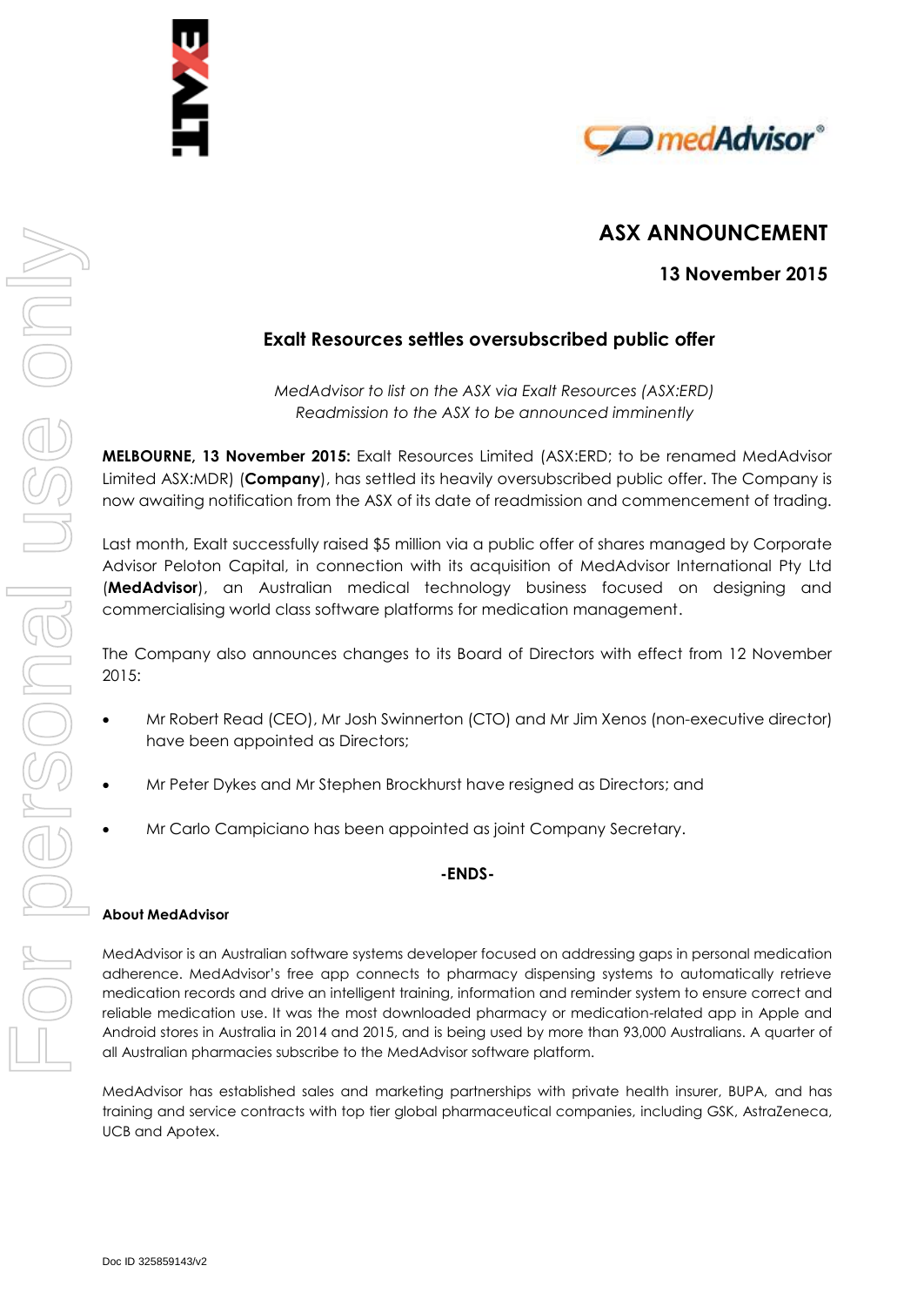# ASX ANNOUNCEMENT

**13 November 2015**

## Exalt Resources settles oversubscribed public offer

*MedAdvisor to list on the ASX via Exalt Resources (ASX:ERD)*
*Readmission to the ASX to be announced imminently*

**MELBOURNE, 13 November 2015:** Exalt Resources Limited (ASX:ERD; to be renamed MedAdvisor Limited ASX:MDR) (**Company**), has settled its heavily oversubscribed public offer. The Company is now awaiting notification from the ASX of its date of readmission and commencement of trading.

Last month, Exalt successfully raised $5 million via a public offer of shares managed by Corporate Advisor Peloton Capital, in connection with its acquisition of MedAdvisor International Pty Ltd (**MedAdvisor**), an Australian medical technology business focused on designing and commercialising world class software platforms for medication management.

The Company also announces changes to its Board of Directors with effect from 12 November 2015:

- Mr Robert Read (CEO), Mr Josh Swinnerton (CTO) and Mr Jim Xenos (non-executive director) have been appointed as Directors;
- Mr Peter Dykes and Mr Stephen Brockhurst have resigned as Directors; and
- Mr Carlo Campiciano has been appointed as joint Company Secretary.

**-ENDS-**

**About MedAdvisor**

MedAdvisor is an Australian software systems developer focused on addressing gaps in personal medication adherence. MedAdvisor's free app connects to pharmacy dispensing systems to automatically retrieve medication records and drive an intelligent training, information and reminder system to ensure correct and reliable medication use. It was the most downloaded pharmacy or medication-related app in Apple and Android stores in Australia in 2014 and 2015, and is being used by more than 93,000 Australians. A quarter of all Australian pharmacies subscribe to the MedAdvisor software platform.

MedAdvisor has established sales and marketing partnerships with private health insurer, BUPA, and has training and service contracts with top tier global pharmaceutical companies, including GSK, AstraZeneca, UCB and Apotex.

Doc ID 325859143/v2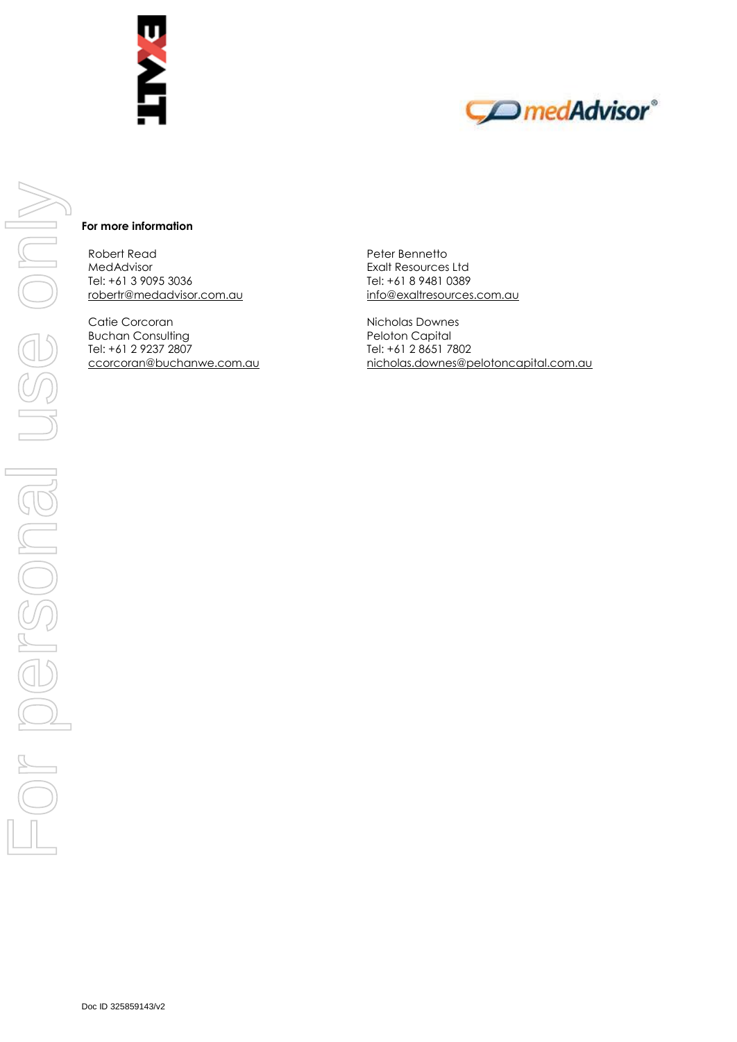**For more information**

Robert Read
MedAdvisor
Tel: +61 3 9095 3036
robertr@medadvisor.com.au

Catie Corcoran
Buchan Consulting
Tel: +61 2 9237 2807
ccorcoran@buchanwe.com.au

Peter Bennetto
Exalt Resources Ltd
Tel: +61 8 9481 0389
info@exaltresources.com.au

Nicholas Downes
Peloton Capital
Tel: +61 2 8651 7802
nicholas.downes@pelotoncapital.com.au

Doc ID 325859143/v2